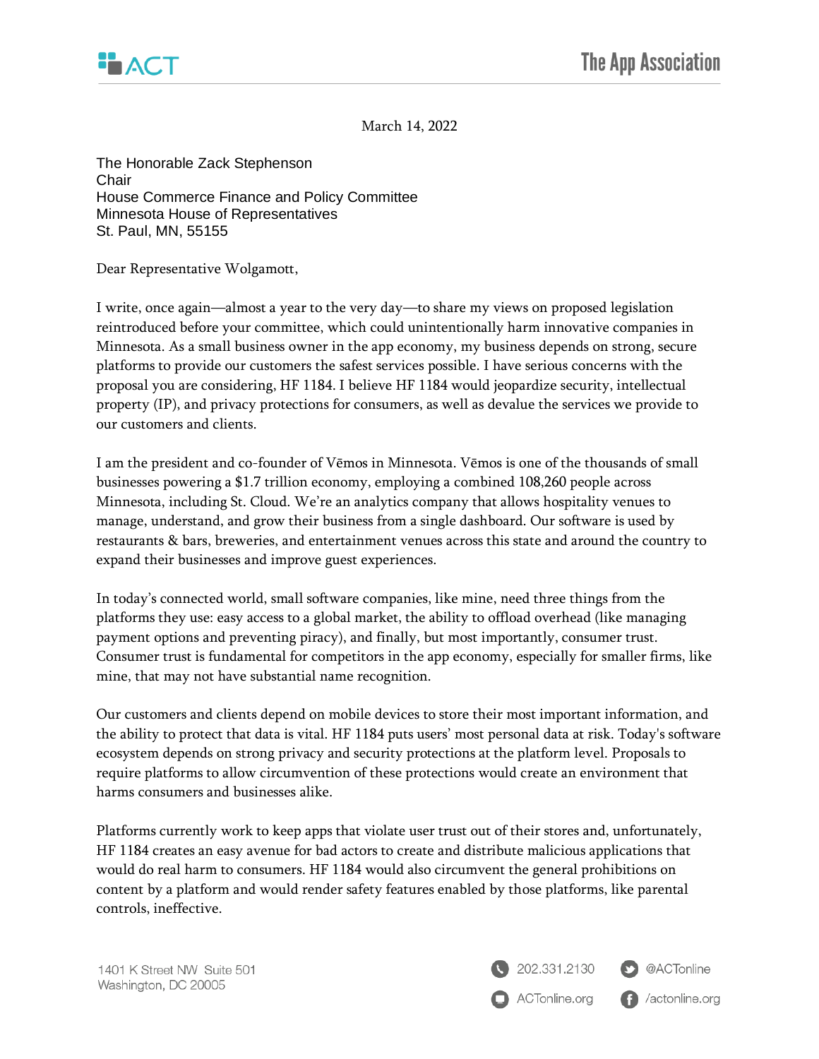March 14, 2022

The Honorable Zack Stephenson
Chair
House Commerce Finance and Policy Committee
Minnesota House of Representatives
St. Paul, MN, 55155

Dear Representative Wolgamott,

I write, once again—almost a year to the very day—to share my views on proposed legislation reintroduced before your committee, which could unintentionally harm innovative companies in Minnesota. As a small business owner in the app economy, my business depends on strong, secure platforms to provide our customers the safest services possible. I have serious concerns with the proposal you are considering, HF 1184. I believe HF 1184 would jeopardize security, intellectual property (IP), and privacy protections for consumers, as well as devalue the services we provide to our customers and clients.

I am the president and co-founder of Vēmos in Minnesota. Vēmos is one of the thousands of small businesses powering a $1.7 trillion economy, employing a combined 108,260 people across Minnesota, including St. Cloud. We're an analytics company that allows hospitality venues to manage, understand, and grow their business from a single dashboard. Our software is used by restaurants & bars, breweries, and entertainment venues across this state and around the country to expand their businesses and improve guest experiences.

In today's connected world, small software companies, like mine, need three things from the platforms they use: easy access to a global market, the ability to offload overhead (like managing payment options and preventing piracy), and finally, but most importantly, consumer trust. Consumer trust is fundamental for competitors in the app economy, especially for smaller firms, like mine, that may not have substantial name recognition.

Our customers and clients depend on mobile devices to store their most important information, and the ability to protect that data is vital. HF 1184 puts users' most personal data at risk. Today's software ecosystem depends on strong privacy and security protections at the platform level. Proposals to require platforms to allow circumvention of these protections would create an environment that harms consumers and businesses alike.

Platforms currently work to keep apps that violate user trust out of their stores and, unfortunately, HF 1184 creates an easy avenue for bad actors to create and distribute malicious applications that would do real harm to consumers. HF 1184 would also circumvent the general prohibitions on content by a platform and would render safety features enabled by those platforms, like parental controls, ineffective.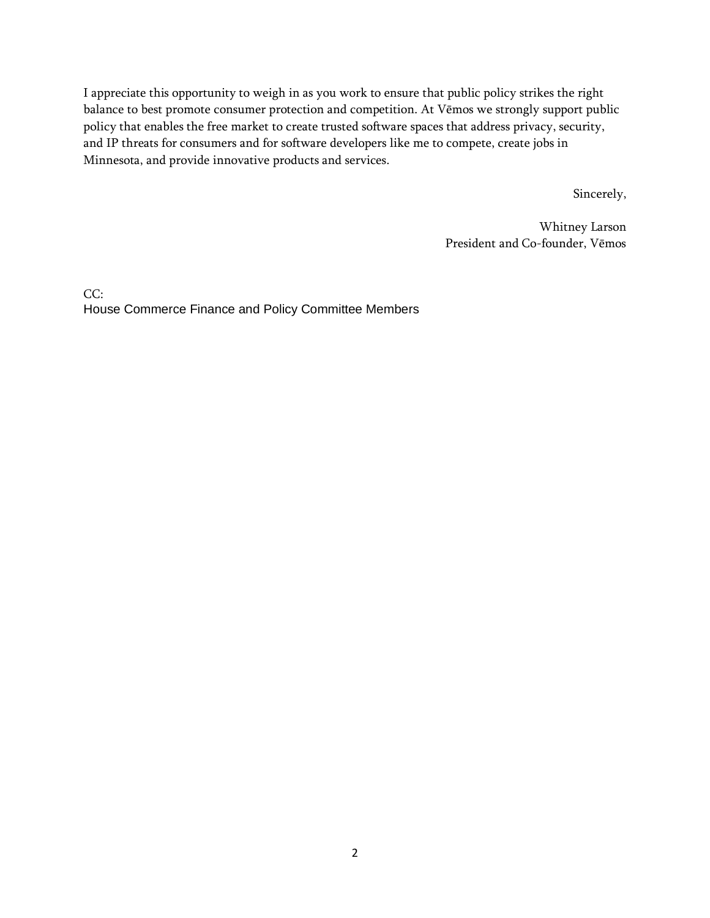I appreciate this opportunity to weigh in as you work to ensure that public policy strikes the right balance to best promote consumer protection and competition. At Vēmos we strongly support public policy that enables the free market to create trusted software spaces that address privacy, security, and IP threats for consumers and for software developers like me to compete, create jobs in Minnesota, and provide innovative products and services.

Sincerely,

Whitney Larson
President and Co-founder, Vēmos

CC:
House Commerce Finance and Policy Committee Members